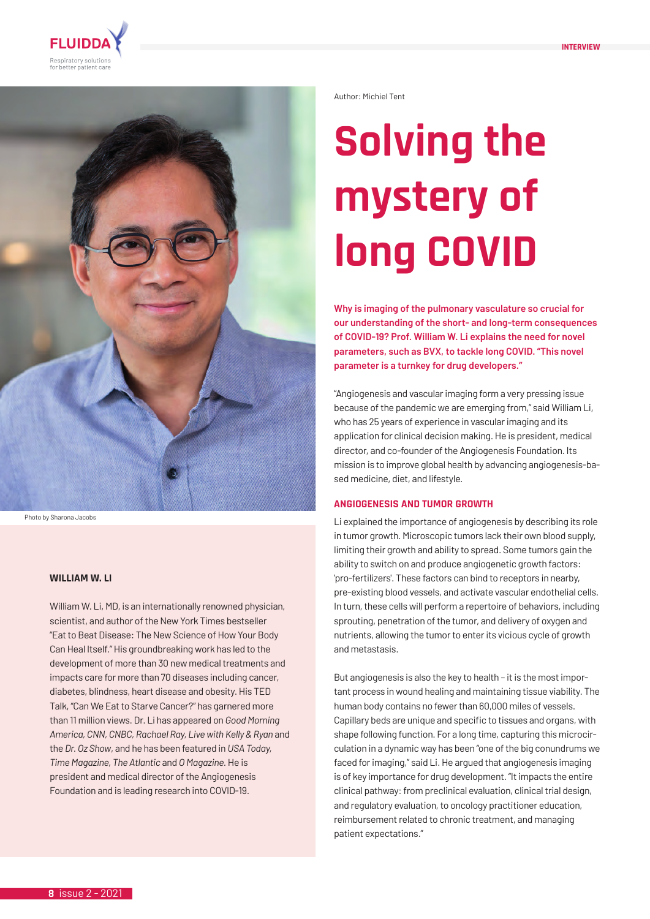Author: Michiel Tent

# Solving the mystery of long COVID

**Why is imaging of the pulmonary vasculature so crucial for our understanding of the short- and long-term consequences of COVID-19? Prof. William W. Li explains the need for novel parameters, such as BVX, to tackle long COVID. "This novel parameter is a turnkey for drug developers."**

"Angiogenesis and vascular imaging form a very pressing issue because of the pandemic we are emerging from," said William Li, who has 25 years of experience in vascular imaging and its application for clinical decision making. He is president, medical director, and co-founder of the Angiogenesis Foundation. Its mission is to improve global health by advancing angiogenesis-based medicine, diet, and lifestyle.

## ANGIOGENESIS AND TUMOR GROWTH

Li explained the importance of angiogenesis by describing its role in tumor growth. Microscopic tumors lack their own blood supply, limiting their growth and ability to spread. Some tumors gain the ability to switch on and produce angiogenetic growth factors: 'pro-fertilizers'. These factors can bind to receptors in nearby, pre-existing blood vessels, and activate vascular endothelial cells. In turn, these cells will perform a repertoire of behaviors, including sprouting, penetration of the tumor, and delivery of oxygen and nutrients, allowing the tumor to enter its vicious cycle of growth and metastasis.

But angiogenesis is also the key to health – it is the most important process in wound healing and maintaining tissue viability. The human body contains no fewer than 60,000 miles of vessels. Capillary beds are unique and specific to tissues and organs, with shape following function. For a long time, capturing this microcirculation in a dynamic way has been "one of the big conundrums we faced for imaging," said Li. He argued that angiogenesis imaging is of key importance for drug development. "It impacts the entire clinical pathway: from preclinical evaluation, clinical trial design, and regulatory evaluation, to oncology practitioner education, reimbursement related to chronic treatment, and managing patient expectations."

Photo by Sharona Jacobs

### WILLIAM W. LI

William W. Li, MD, is an internationally renowned physician, scientist, and author of the New York Times bestseller "Eat to Beat Disease: The New Science of How Your Body Can Heal Itself." His groundbreaking work has led to the development of more than 30 new medical treatments and impacts care for more than 70 diseases including cancer, diabetes, blindness, heart disease and obesity. His TED Talk, "Can We Eat to Starve Cancer?" has garnered more than 11 million views. Dr. Li has appeared on *Good Morning America, CNN, CNBC, Rachael Ray, Live with Kelly & Ryan* and the *Dr. Oz Show*, and he has been featured in *USA Today, Time Magazine, The Atlantic* and *O Magazine*. He is president and medical director of the Angiogenesis Foundation and is leading research into COVID-19.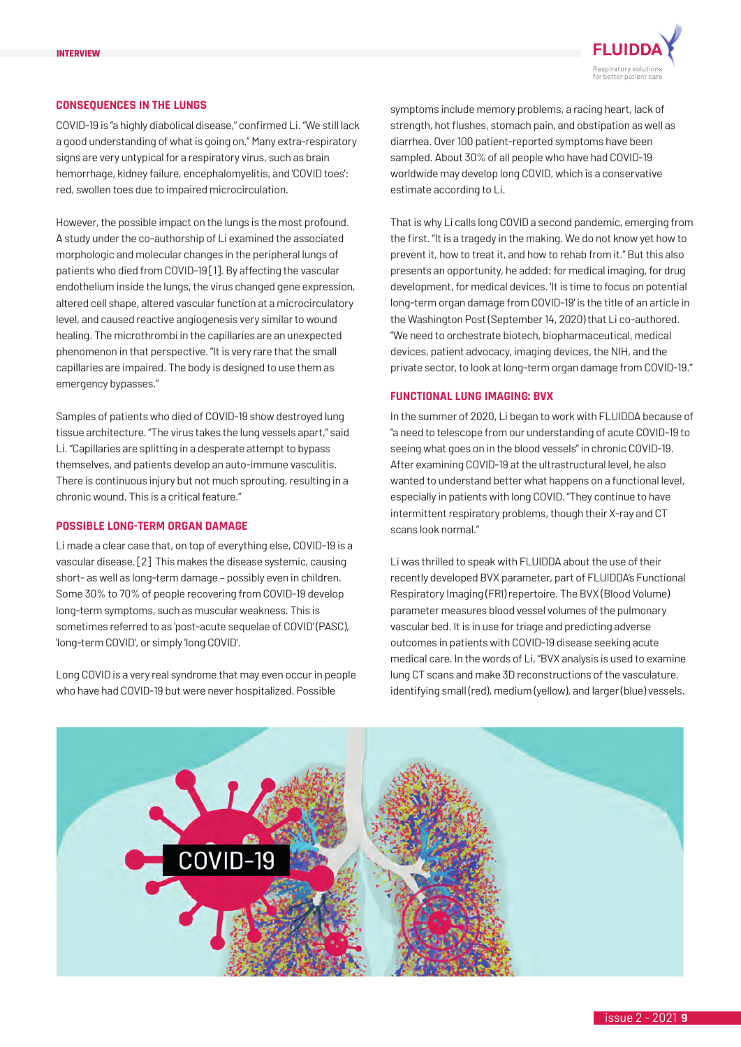## CONSEQUENCES IN THE LUNGS

COVID-19 is "a highly diabolical disease," confirmed Li. "We still lack a good understanding of what is going on." Many extra-respiratory signs are very untypical for a respiratory virus, such as brain hemorrhage, kidney failure, encephalomyelitis, and 'COVID toes': red, swollen toes due to impaired microcirculation.

However, the possible impact on the lungs is the most profound. A study under the co-authorship of Li examined the associated morphologic and molecular changes in the peripheral lungs of patients who died from COVID-19 [1]. By affecting the vascular endothelium inside the lungs, the virus changed gene expression, altered cell shape, altered vascular function at a microcirculatory level, and caused reactive angiogenesis very similar to wound healing. The microthrombi in the capillaries are an unexpected phenomenon in that perspective. "It is very rare that the small capillaries are impaired. The body is designed to use them as emergency bypasses."

Samples of patients who died of COVID-19 show destroyed lung tissue architecture. "The virus takes the lung vessels apart," said Li. "Capillaries are splitting in a desperate attempt to bypass themselves, and patients develop an auto-immune vasculitis. There is continuous injury but not much sprouting, resulting in a chronic wound. This is a critical feature."

## POSSIBLE LONG-TERM ORGAN DAMAGE

Li made a clear case that, on top of everything else, COVID-19 is a vascular disease. [2] This makes the disease systemic, causing short- as well as long-term damage – possibly even in children. Some 30% to 70% of people recovering from COVID-19 develop long-term symptoms, such as muscular weakness. This is sometimes referred to as 'post-acute sequelae of COVID' (PASC), 'long-term COVID', or simply 'long COVID'.

Long COVID is a very real syndrome that may even occur in people who have had COVID-19 but were never hospitalized. Possible symptoms include memory problems, a racing heart, lack of strength, hot flushes, stomach pain, and obstipation as well as diarrhea. Over 100 patient-reported symptoms have been sampled. About 30% of all people who have had COVID-19 worldwide may develop long COVID, which is a conservative estimate according to Li.

That is why Li calls long COVID a second pandemic, emerging from the first. "It is a tragedy in the making. We do not know yet how to prevent it, how to treat it, and how to rehab from it." But this also presents an opportunity, he added: for medical imaging, for drug development, for medical devices. 'It is time to focus on potential long-term organ damage from COVID-19' is the title of an article in the Washington Post (September 14, 2020) that Li co-authored. "We need to orchestrate biotech, biopharmaceutical, medical devices, patient advocacy, imaging devices, the NIH, and the private sector, to look at long-term organ damage from COVID-19."

## FUNCTIONAL LUNG IMAGING: BVX

In the summer of 2020, Li began to work with FLUIDDA because of "a need to telescope from our understanding of acute COVID-19 to seeing what goes on in the blood vessels" in chronic COVID-19. After examining COVID-19 at the ultrastructural level, he also wanted to understand better what happens on a functional level, especially in patients with long COVID. "They continue to have intermittent respiratory problems, though their X-ray and CT scans look normal."

Li was thrilled to speak with FLUIDDA about the use of their recently developed BVX parameter, part of FLUIDDA's Functional Respiratory Imaging (FRI) repertoire. The BVX (Blood Volume) parameter measures blood vessel volumes of the pulmonary vascular bed. It is in use for triage and predicting adverse outcomes in patients with COVID-19 disease seeking acute medical care. In the words of Li, "BVX analysis is used to examine lung CT scans and make 3D reconstructions of the vasculature, identifying small (red), medium (yellow), and larger (blue) vessels.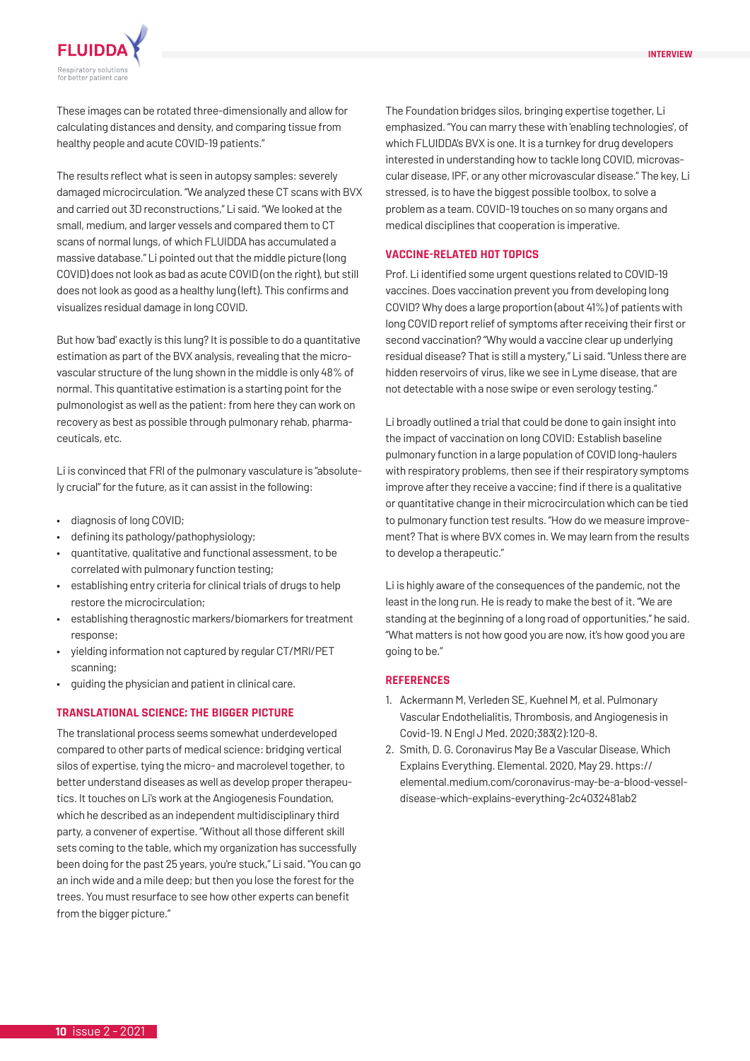These images can be rotated three-dimensionally and allow for calculating distances and density, and comparing tissue from healthy people and acute COVID-19 patients."

The results reflect what is seen in autopsy samples: severely damaged microcirculation. "We analyzed these CT scans with BVX and carried out 3D reconstructions," Li said. "We looked at the small, medium, and larger vessels and compared them to CT scans of normal lungs, of which FLUIDDA has accumulated a massive database." Li pointed out that the middle picture (long COVID) does not look as bad as acute COVID (on the right), but still does not look as good as a healthy lung (left). This confirms and visualizes residual damage in long COVID.

But how 'bad' exactly is this lung? It is possible to do a quantitative estimation as part of the BVX analysis, revealing that the microvascular structure of the lung shown in the middle is only 48% of normal. This quantitative estimation is a starting point for the pulmonologist as well as the patient: from here they can work on recovery as best as possible through pulmonary rehab, pharmaceuticals, etc.

Li is convinced that FRI of the pulmonary vasculature is "absolutely crucial" for the future, as it can assist in the following:

- diagnosis of long COVID;
- defining its pathology/pathophysiology;
- quantitative, qualitative and functional assessment, to be correlated with pulmonary function testing;
- establishing entry criteria for clinical trials of drugs to help restore the microcirculation;
- establishing theragnostic markers/biomarkers for treatment response;
- yielding information not captured by regular CT/MRI/PET scanning;
- guiding the physician and patient in clinical care.

## TRANSLATIONAL SCIENCE: THE BIGGER PICTURE

The translational process seems somewhat underdeveloped compared to other parts of medical science: bridging vertical silos of expertise, tying the micro- and macrolevel together, to better understand diseases as well as develop proper therapeutics. It touches on Li's work at the Angiogenesis Foundation, which he described as an independent multidisciplinary third party, a convener of expertise. "Without all those different skill sets coming to the table, which my organization has successfully been doing for the past 25 years, you're stuck," Li said. "You can go an inch wide and a mile deep; but then you lose the forest for the trees. You must resurface to see how other experts can benefit from the bigger picture."

The Foundation bridges silos, bringing expertise together, Li emphasized. "You can marry these with 'enabling technologies', of which FLUIDDA's BVX is one. It is a turnkey for drug developers interested in understanding how to tackle long COVID, microvascular disease, IPF, or any other microvascular disease." The key, Li stressed, is to have the biggest possible toolbox, to solve a problem as a team. COVID-19 touches on so many organs and medical disciplines that cooperation is imperative.

## VACCINE-RELATED HOT TOPICS

Prof. Li identified some urgent questions related to COVID-19 vaccines. Does vaccination prevent you from developing long COVID? Why does a large proportion (about 41%) of patients with long COVID report relief of symptoms after receiving their first or second vaccination? "Why would a vaccine clear up underlying residual disease? That is still a mystery," Li said. "Unless there are hidden reservoirs of virus, like we see in Lyme disease, that are not detectable with a nose swipe or even serology testing."

Li broadly outlined a trial that could be done to gain insight into the impact of vaccination on long COVID: Establish baseline pulmonary function in a large population of COVID long-haulers with respiratory problems, then see if their respiratory symptoms improve after they receive a vaccine; find if there is a qualitative or quantitative change in their microcirculation which can be tied to pulmonary function test results. "How do we measure improvement? That is where BVX comes in. We may learn from the results to develop a therapeutic."

Li is highly aware of the consequences of the pandemic, not the least in the long run. He is ready to make the best of it. "We are standing at the beginning of a long road of opportunities," he said. "What matters is not how good you are now, it's how good you are going to be."

## REFERENCES

1. Ackermann M, Verleden SE, Kuehnel M, et al. Pulmonary Vascular Endothelialitis, Thrombosis, and Angiogenesis in Covid-19. N Engl J Med. 2020;383(2):120-8.
2. Smith, D. G. Coronavirus May Be a Vascular Disease, Which Explains Everything. Elemental. 2020, May 29. https://elemental.medium.com/coronavirus-may-be-a-blood-vessel-disease-which-explains-everything-2c4032481ab2